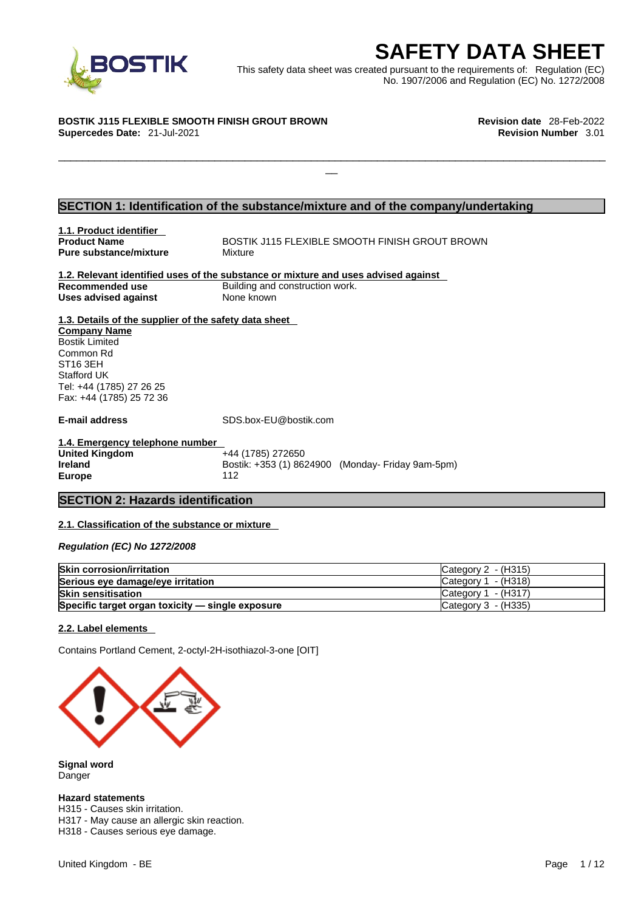# SAFETY DATA SHEET

This safety data sheet was created pursuant to the requirements of: Regulation (EC) No. 1907/2006 and Regulation (EC) No. 1272/2008

**BOSTIK J115 FLEXIBLE SMOOTH FINISH GROUT BROWN**
**Supercedes Date:** 21-Jul-2021

**Revision date** 28-Feb-2022
**Revision Number** 3.01

## SECTION 1: Identification of the substance/mixture and of the company/undertaking

### 1.1. Product identifier

**Product Name** BOSTIK J115 FLEXIBLE SMOOTH FINISH GROUT BROWN
**Pure substance/mixture** Mixture

### 1.2. Relevant identified uses of the substance or mixture and uses advised against

**Recommended use** Building and construction work.
**Uses advised against** None known

### 1.3. Details of the supplier of the safety data sheet

**Company Name**
Bostik Limited
Common Rd
ST16 3EH
Stafford UK
Tel: +44 (1785) 27 26 25
Fax: +44 (1785) 25 72 36

**E-mail address** SDS.box-EU@bostik.com

### 1.4. Emergency telephone number

**United Kingdom** +44 (1785) 272650
**Ireland** Bostik: +353 (1) 8624900 (Monday- Friday 9am-5pm)
**Europe** 112

## SECTION 2: Hazards identification

### 2.1. Classification of the substance or mixture

*Regulation (EC) No 1272/2008*

| | |
|---|---|
| **Skin corrosion/irritation** | Category 2 - (H315) |
| **Serious eye damage/eye irritation** | Category 1 - (H318) |
| **Skin sensitisation** | Category 1 - (H317) |
| **Specific target organ toxicity — single exposure** | Category 3 - (H335) |

### 2.2. Label elements

Contains Portland Cement, 2-octyl-2H-isothiazol-3-one [OIT]

**Signal word**
Danger

**Hazard statements**
H315 - Causes skin irritation.
H317 - May cause an allergic skin reaction.
H318 - Causes serious eye damage.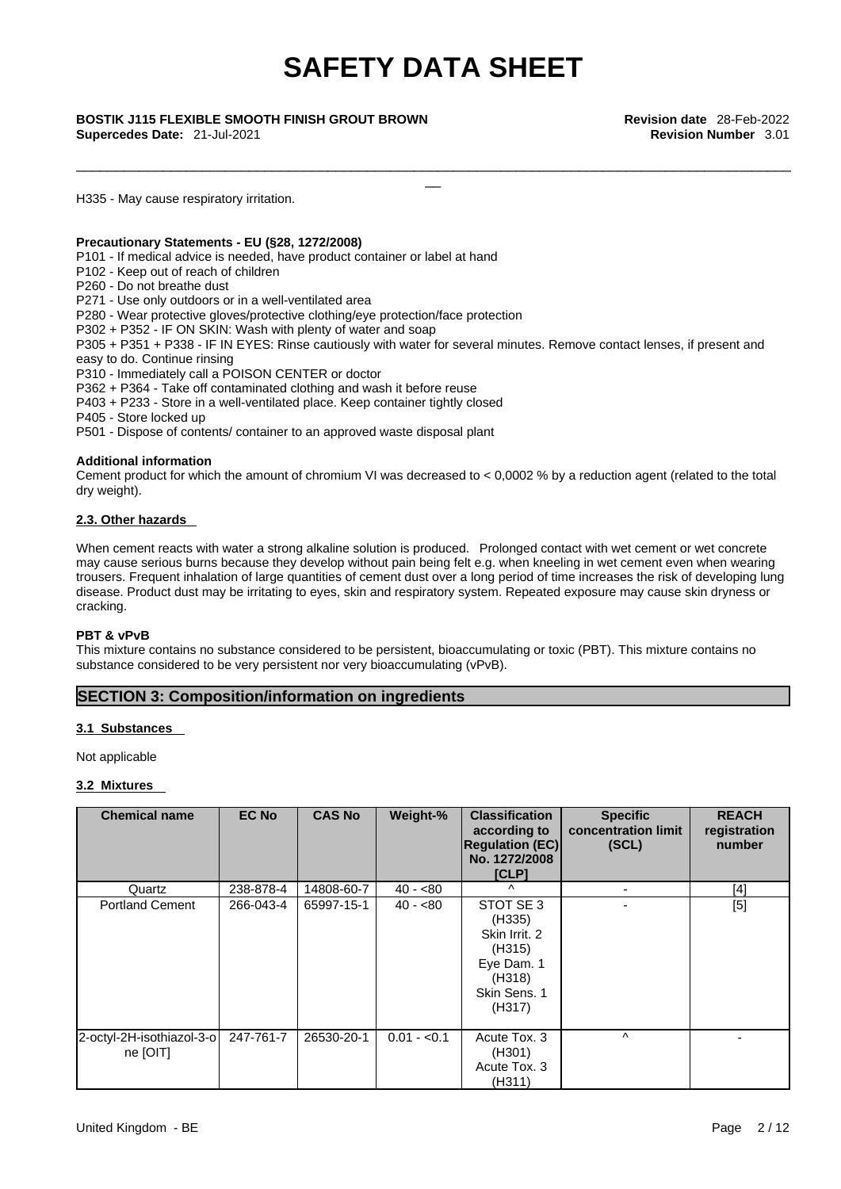H335 - May cause respiratory irritation.

**Precautionary Statements - EU (§28, 1272/2008)**

P101 - If medical advice is needed, have product container or label at hand
P102 - Keep out of reach of children
P260 - Do not breathe dust
P271 - Use only outdoors or in a well-ventilated area
P280 - Wear protective gloves/protective clothing/eye protection/face protection
P302 + P352 - IF ON SKIN: Wash with plenty of water and soap
P305 + P351 + P338 - IF IN EYES: Rinse cautiously with water for several minutes. Remove contact lenses, if present and easy to do. Continue rinsing
P310 - Immediately call a POISON CENTER or doctor
P362 + P364 - Take off contaminated clothing and wash it before reuse
P403 + P233 - Store in a well-ventilated place. Keep container tightly closed
P405 - Store locked up
P501 - Dispose of contents/ container to an approved waste disposal plant

**Additional information**

Cement product for which the amount of chromium VI was decreased to < 0,0002 % by a reduction agent (related to the total dry weight).

### 2.3. Other hazards

When cement reacts with water a strong alkaline solution is produced. Prolonged contact with wet cement or wet concrete may cause serious burns because they develop without pain being felt e.g. when kneeling in wet cement even when wearing trousers. Frequent inhalation of large quantities of cement dust over a long period of time increases the risk of developing lung disease. Product dust may be irritating to eyes, skin and respiratory system. Repeated exposure may cause skin dryness or cracking.

**PBT & vPvB**

This mixture contains no substance considered to be persistent, bioaccumulating or toxic (PBT). This mixture contains no substance considered to be very persistent nor very bioaccumulating (vPvB).

## SECTION 3: Composition/information on ingredients

### 3.1 Substances

Not applicable

### 3.2 Mixtures

| Chemical name | EC No | CAS No | Weight-% | Classification according to Regulation (EC) No. 1272/2008 [CLP] | Specific concentration limit (SCL) | REACH registration number |
|---|---|---|---|---|---|---|
| Quartz | 238-878-4 | 14808-60-7 | 40 - <80 | ^ | - | [4] |
| Portland Cement | 266-043-4 | 65997-15-1 | 40 - <80 | STOT SE 3 (H335) Skin Irrit. 2 (H315) Eye Dam. 1 (H318) Skin Sens. 1 (H317) | - | [5] |
| 2-octyl-2H-isothiazol-3-one [OIT] | 247-761-7 | 26530-20-1 | 0.01 - <0.1 | Acute Tox. 3 (H301) Acute Tox. 3 (H311) | ^ | - |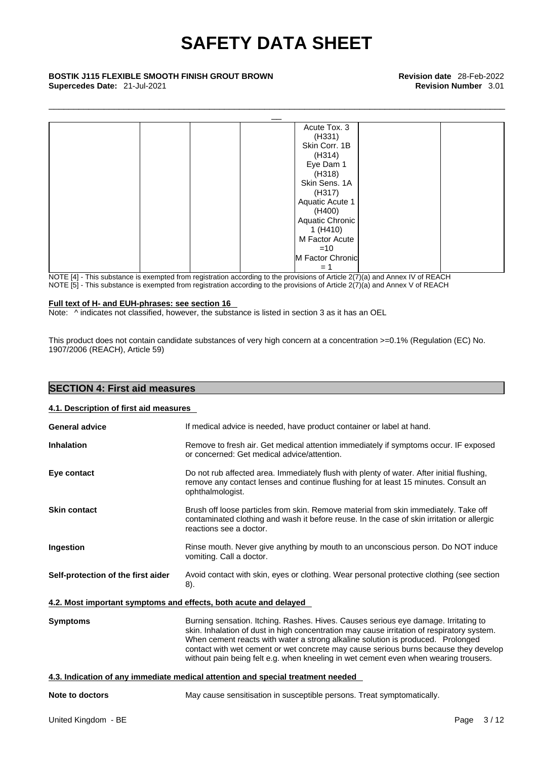| | | | | | | |
|---|---|---|---|---|---|---|
| | | | | Acute Tox. 3 (H331)<br>Skin Corr. 1B (H314)<br>Eye Dam 1 (H318)<br>Skin Sens. 1A (H317)<br>Aquatic Acute 1 (H400)<br>Aquatic Chronic 1 (H410)<br>M Factor Acute =10<br>M Factor Chronic = 1 | | |

NOTE [4] - This substance is exempted from registration according to the provisions of Article 2(7)(a) and Annex IV of REACH
NOTE [5] - This substance is exempted from registration according to the provisions of Article 2(7)(a) and Annex V of REACH

**Full text of H- and EUH-phrases: see section 16**

Note: ^ indicates not classified, however, the substance is listed in section 3 as it has an OEL

This product does not contain candidate substances of very high concern at a concentration >=0.1% (Regulation (EC) No. 1907/2006 (REACH), Article 59)

## SECTION 4: First aid measures

### 4.1. Description of first aid measures

**General advice** If medical advice is needed, have product container or label at hand.

**Inhalation** Remove to fresh air. Get medical attention immediately if symptoms occur. IF exposed or concerned: Get medical advice/attention.

**Eye contact** Do not rub affected area. Immediately flush with plenty of water. After initial flushing, remove any contact lenses and continue flushing for at least 15 minutes. Consult an ophthalmologist.

**Skin contact** Brush off loose particles from skin. Remove material from skin immediately. Take off contaminated clothing and wash it before reuse. In the case of skin irritation or allergic reactions see a doctor.

**Ingestion** Rinse mouth. Never give anything by mouth to an unconscious person. Do NOT induce vomiting. Call a doctor.

**Self-protection of the first aider** Avoid contact with skin, eyes or clothing. Wear personal protective clothing (see section 8).

### 4.2. Most important symptoms and effects, both acute and delayed

**Symptoms** Burning sensation. Itching. Rashes. Hives. Causes serious eye damage. Irritating to skin. Inhalation of dust in high concentration may cause irritation of respiratory system. When cement reacts with water a strong alkaline solution is produced. Prolonged contact with wet cement or wet concrete may cause serious burns because they develop without pain being felt e.g. when kneeling in wet cement even when wearing trousers.

### 4.3. Indication of any immediate medical attention and special treatment needed

**Note to doctors** May cause sensitisation in susceptible persons. Treat symptomatically.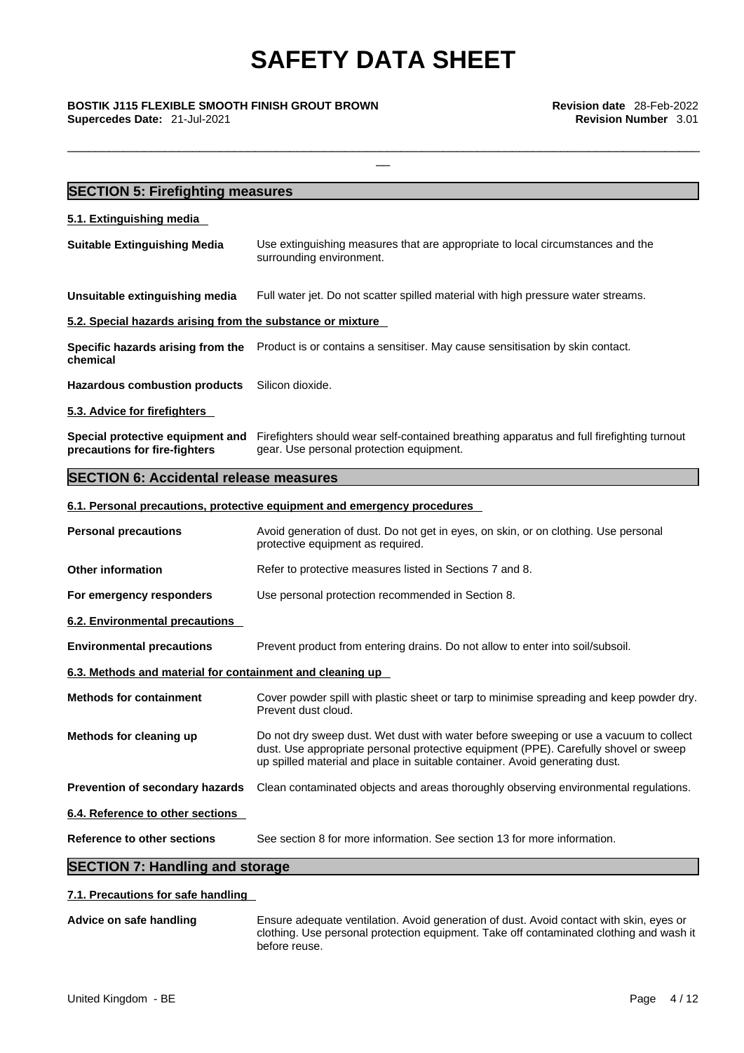## SECTION 5: Firefighting measures

### 5.1. Extinguishing media

| | |
|---|---|
| **Suitable Extinguishing Media** | Use extinguishing measures that are appropriate to local circumstances and the surrounding environment. |
| **Unsuitable extinguishing media** | Full water jet. Do not scatter spilled material with high pressure water streams. |

### 5.2. Special hazards arising from the substance or mixture

| | |
|---|---|
| **Specific hazards arising from the chemical** | Product is or contains a sensitiser. May cause sensitisation by skin contact. |
| **Hazardous combustion products** | Silicon dioxide. |

### 5.3. Advice for firefighters

| | |
|---|---|
| **Special protective equipment and precautions for fire-fighters** | Firefighters should wear self-contained breathing apparatus and full firefighting turnout gear. Use personal protection equipment. |

## SECTION 6: Accidental release measures

### 6.1. Personal precautions, protective equipment and emergency procedures

| | |
|---|---|
| **Personal precautions** | Avoid generation of dust. Do not get in eyes, on skin, or on clothing. Use personal protective equipment as required. |
| **Other information** | Refer to protective measures listed in Sections 7 and 8. |
| **For emergency responders** | Use personal protection recommended in Section 8. |

### 6.2. Environmental precautions

| | |
|---|---|
| **Environmental precautions** | Prevent product from entering drains. Do not allow to enter into soil/subsoil. |

### 6.3. Methods and material for containment and cleaning up

| | |
|---|---|
| **Methods for containment** | Cover powder spill with plastic sheet or tarp to minimise spreading and keep powder dry. Prevent dust cloud. |
| **Methods for cleaning up** | Do not dry sweep dust. Wet dust with water before sweeping or use a vacuum to collect dust. Use appropriate personal protective equipment (PPE). Carefully shovel or sweep up spilled material and place in suitable container. Avoid generating dust. |
| **Prevention of secondary hazards** | Clean contaminated objects and areas thoroughly observing environmental regulations. |

### 6.4. Reference to other sections

| | |
|---|---|
| **Reference to other sections** | See section 8 for more information. See section 13 for more information. |

## SECTION 7: Handling and storage

### 7.1. Precautions for safe handling

| | |
|---|---|
| **Advice on safe handling** | Ensure adequate ventilation. Avoid generation of dust. Avoid contact with skin, eyes or clothing. Use personal protection equipment. Take off contaminated clothing and wash it before reuse. |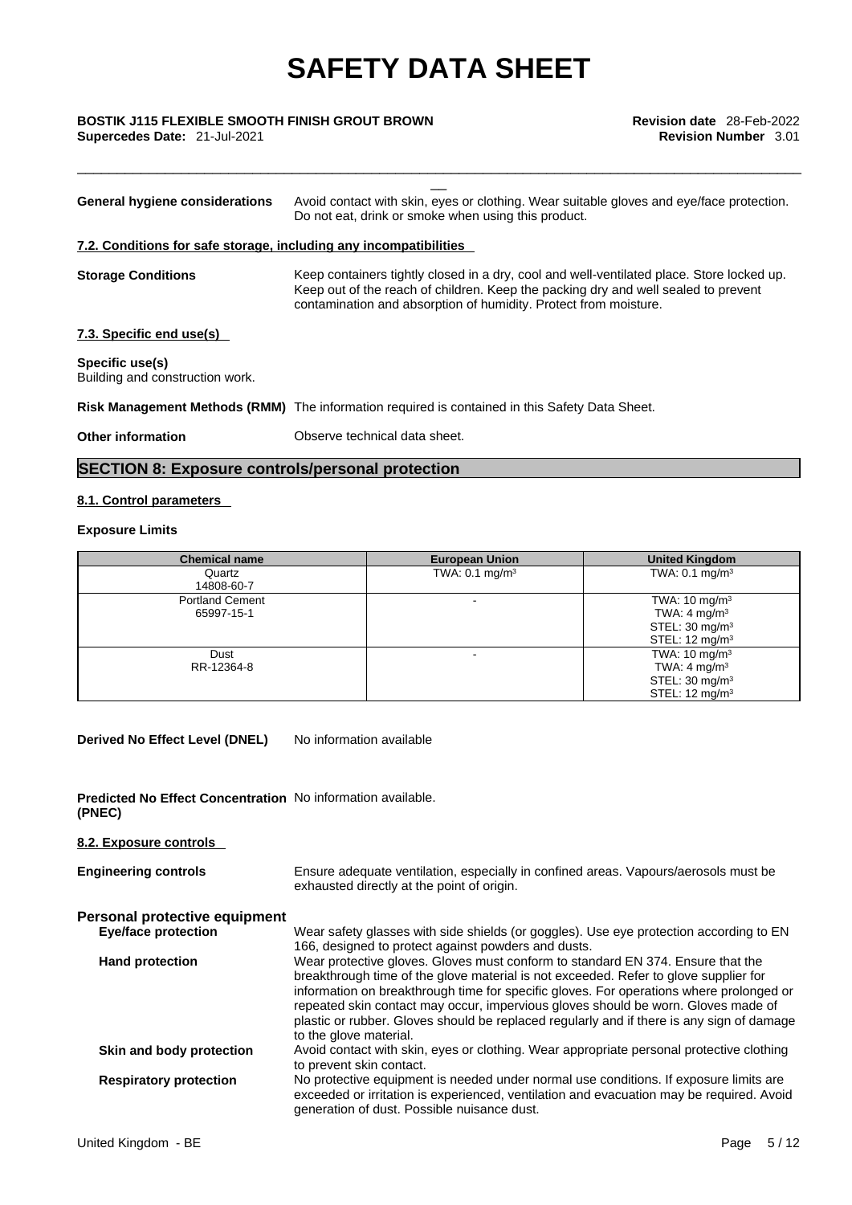**General hygiene considerations** Avoid contact with skin, eyes or clothing. Wear suitable gloves and eye/face protection. Do not eat, drink or smoke when using this product.

### 7.2. Conditions for safe storage, including any incompatibilities

**Storage Conditions** Keep containers tightly closed in a dry, cool and well-ventilated place. Store locked up. Keep out of the reach of children. Keep the packing dry and well sealed to prevent contamination and absorption of humidity. Protect from moisture.

### 7.3. Specific end use(s)

**Specific use(s)**
Building and construction work.

**Risk Management Methods (RMM)** The information required is contained in this Safety Data Sheet.

**Other information** Observe technical data sheet.

## SECTION 8: Exposure controls/personal protection

### 8.1. Control parameters

**Exposure Limits**

| Chemical name | European Union | United Kingdom |
|---|---|---|
| Quartz<br>14808-60-7 | TWA: 0.1 mg/m³ | TWA: 0.1 mg/m³ |
| Portland Cement<br>65997-15-1 | - | TWA: 10 mg/m³<br>TWA: 4 mg/m³<br>STEL: 30 mg/m³<br>STEL: 12 mg/m³ |
| Dust<br>RR-12364-8 | - | TWA: 10 mg/m³<br>TWA: 4 mg/m³<br>STEL: 30 mg/m³<br>STEL: 12 mg/m³ |

**Derived No Effect Level (DNEL)** No information available

**Predicted No Effect Concentration (PNEC)** No information available.

### 8.2. Exposure controls

**Engineering controls** Ensure adequate ventilation, especially in confined areas. Vapours/aerosols must be exhausted directly at the point of origin.

**Personal protective equipment**

**Eye/face protection** Wear safety glasses with side shields (or goggles). Use eye protection according to EN 166, designed to protect against powders and dusts.

**Hand protection** Wear protective gloves. Gloves must conform to standard EN 374. Ensure that the breakthrough time of the glove material is not exceeded. Refer to glove supplier for information on breakthrough time for specific gloves. For operations where prolonged or repeated skin contact may occur, impervious gloves should be worn. Gloves made of plastic or rubber. Gloves should be replaced regularly and if there is any sign of damage to the glove material.

**Skin and body protection** Avoid contact with skin, eyes or clothing. Wear appropriate personal protective clothing to prevent skin contact.

**Respiratory protection** No protective equipment is needed under normal use conditions. If exposure limits are exceeded or irritation is experienced, ventilation and evacuation may be required. Avoid generation of dust. Possible nuisance dust.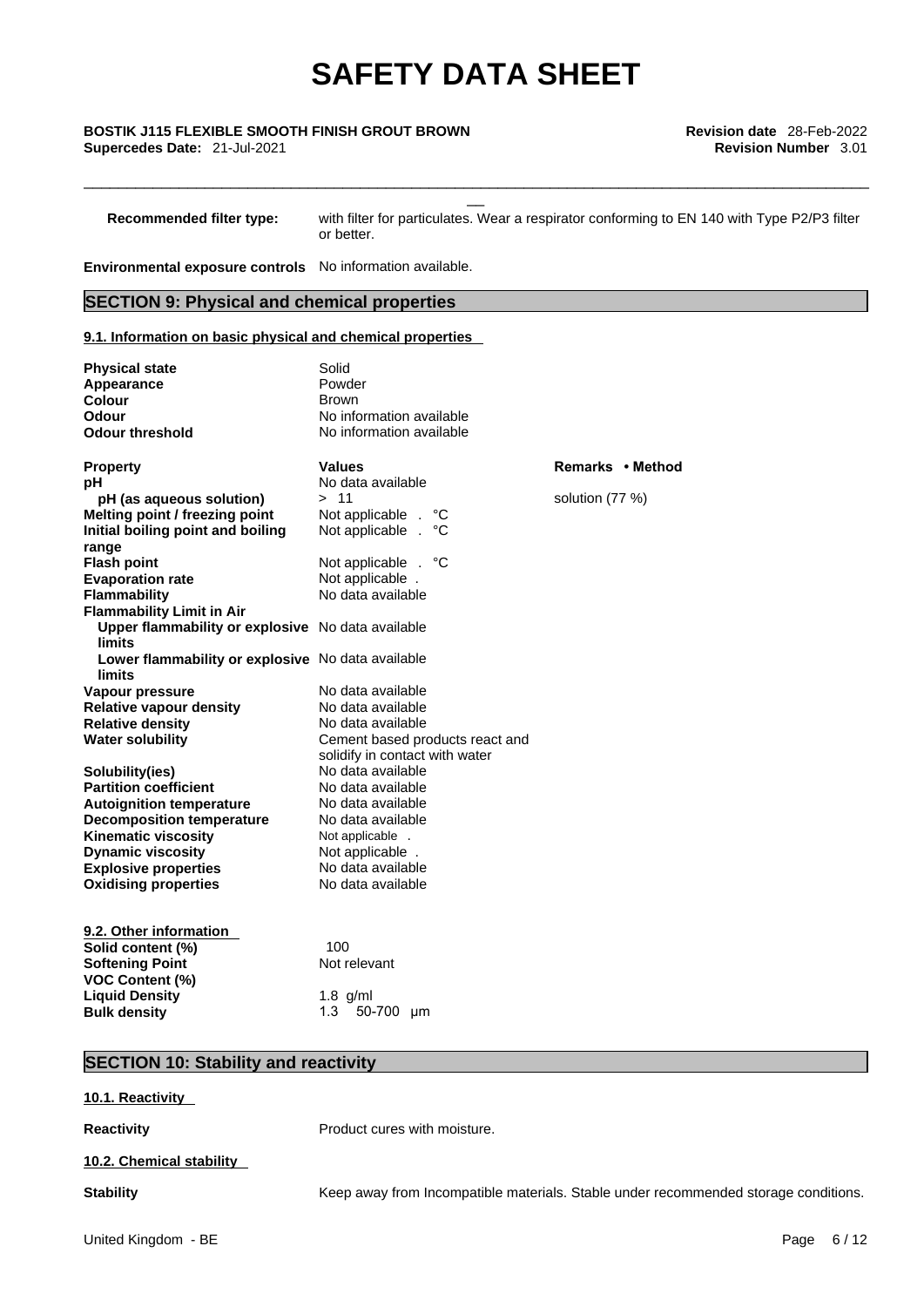| | |
|---|---|
| **Recommended filter type:** | with filter for particulates. Wear a respirator conforming to EN 140 with Type P2/P3 filter or better. |

**Environmental exposure controls** No information available.

## SECTION 9: Physical and chemical properties

### 9.1. Information on basic physical and chemical properties

| | |
|---|---|
| **Physical state** | Solid |
| **Appearance** | Powder |
| **Colour** | Brown |
| **Odour** | No information available |
| **Odour threshold** | No information available |

| **Property** | **Values** | **Remarks • Method** |
|---|---|---|
| **pH** | No data available | |
| **pH (as aqueous solution)** | > 11 | solution (77 %) |
| **Melting point / freezing point** | Not applicable . °C | |
| **Initial boiling point and boiling range** | Not applicable . °C | |
| **Flash point** | Not applicable . °C | |
| **Evaporation rate** | Not applicable . | |
| **Flammability** | No data available | |
| **Flammability Limit in Air** | | |
| **Upper flammability or explosive limits** | No data available | |
| **Lower flammability or explosive limits** | No data available | |
| **Vapour pressure** | No data available | |
| **Relative vapour density** | No data available | |
| **Relative density** | No data available | |
| **Water solubility** | Cement based products react and solidify in contact with water | |
| **Solubility(ies)** | No data available | |
| **Partition coefficient** | No data available | |
| **Autoignition temperature** | No data available | |
| **Decomposition temperature** | No data available | |
| **Kinematic viscosity** | Not applicable . | |
| **Dynamic viscosity** | Not applicable . | |
| **Explosive properties** | No data available | |
| **Oxidising properties** | No data available | |

### 9.2. Other information

| | |
|---|---|
| **Solid content (%)** | 100 |
| **Softening Point** | Not relevant |
| **VOC Content (%)** | |
| **Liquid Density** | 1.8 g/ml |
| **Bulk density** | 1.3 50-700 µm |

## SECTION 10: Stability and reactivity

### 10.1. Reactivity

**Reactivity** Product cures with moisture.

### 10.2. Chemical stability

**Stability** Keep away from Incompatible materials. Stable under recommended storage conditions.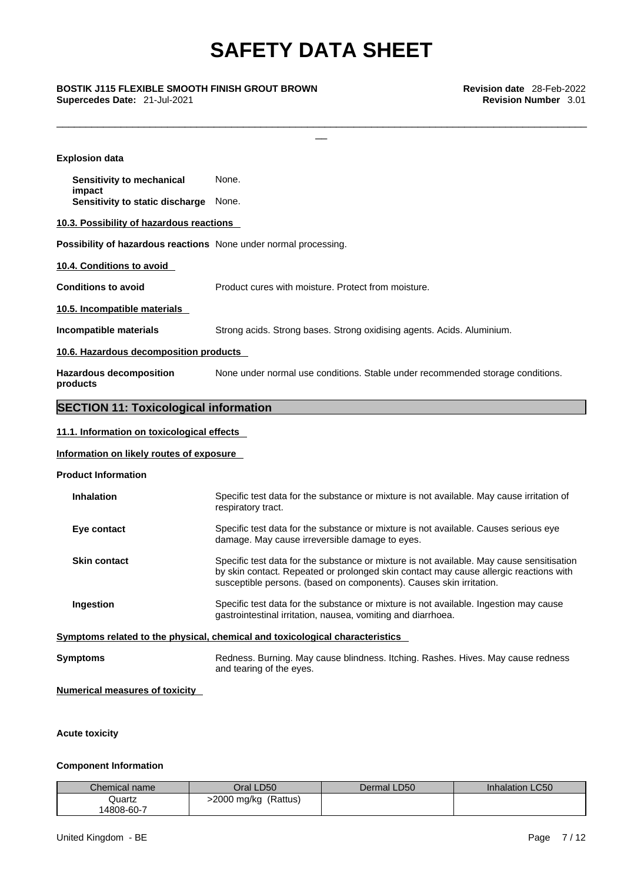**Explosion data**

**Sensitivity to mechanical impact** None.

**Sensitivity to static discharge** None.

**10.3. Possibility of hazardous reactions**

**Possibility of hazardous reactions** None under normal processing.

**10.4. Conditions to avoid**

**Conditions to avoid** Product cures with moisture. Protect from moisture.

**10.5. Incompatible materials**

**Incompatible materials** Strong acids. Strong bases. Strong oxidising agents. Acids. Aluminium.

**10.6. Hazardous decomposition products**

**Hazardous decomposition products** None under normal use conditions. Stable under recommended storage conditions.

## SECTION 11: Toxicological information

**11.1. Information on toxicological effects**

**Information on likely routes of exposure**

**Product Information**

**Inhalation** Specific test data for the substance or mixture is not available. May cause irritation of respiratory tract.

**Eye contact** Specific test data for the substance or mixture is not available. Causes serious eye damage. May cause irreversible damage to eyes.

**Skin contact** Specific test data for the substance or mixture is not available. May cause sensitisation by skin contact. Repeated or prolonged skin contact may cause allergic reactions with susceptible persons. (based on components). Causes skin irritation.

**Ingestion** Specific test data for the substance or mixture is not available. Ingestion may cause gastrointestinal irritation, nausea, vomiting and diarrhoea.

**Symptoms related to the physical, chemical and toxicological characteristics**

**Symptoms** Redness. Burning. May cause blindness. Itching. Rashes. Hives. May cause redness and tearing of the eyes.

**Numerical measures of toxicity**

**Acute toxicity**

**Component Information**

| Chemical name | Oral LD50 | Dermal LD50 | Inhalation LC50 |
|---|---|---|---|
| Quartz 14808-60-7 | >2000 mg/kg (Rattus) | | |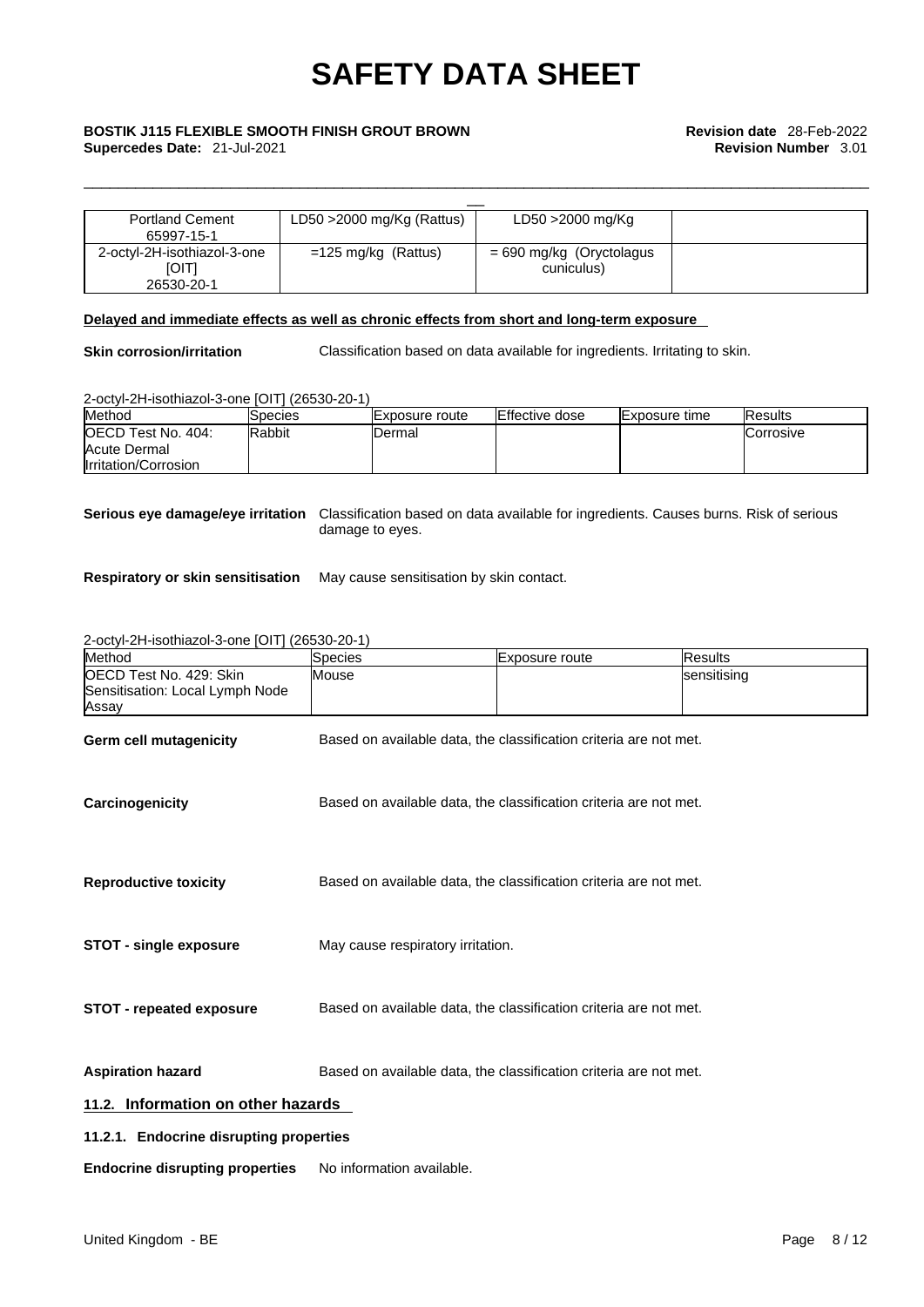| Portland Cement 65997-15-1 | LD50 >2000 mg/Kg (Rattus) | LD50 >2000 mg/Kg | |
|---|---|---|---|
| 2-octyl-2H-isothiazol-3-one [OIT] 26530-20-1 | =125 mg/kg (Rattus) | = 690 mg/kg (Oryctolagus cuniculus) | |

**Delayed and immediate effects as well as chronic effects from short and long-term exposure**

**Skin corrosion/irritation** Classification based on data available for ingredients. Irritating to skin.

2-octyl-2H-isothiazol-3-one [OIT] (26530-20-1)

| Method | Species | Exposure route | Effective dose | Exposure time | Results |
|---|---|---|---|---|---|
| OECD Test No. 404: Acute Dermal Irritation/Corrosion | Rabbit | Dermal | | | Corrosive |

**Serious eye damage/eye irritation** Classification based on data available for ingredients. Causes burns. Risk of serious damage to eyes.

**Respiratory or skin sensitisation** May cause sensitisation by skin contact.

2-octyl-2H-isothiazol-3-one [OIT] (26530-20-1)

| Method | Species | Exposure route | Results |
|---|---|---|---|
| OECD Test No. 429: Skin Sensitisation: Local Lymph Node Assay | Mouse | | sensitising |

**Germ cell mutagenicity** Based on available data, the classification criteria are not met.

**Carcinogenicity** Based on available data, the classification criteria are not met.

**Reproductive toxicity** Based on available data, the classification criteria are not met.

**STOT - single exposure** May cause respiratory irritation.

**STOT - repeated exposure** Based on available data, the classification criteria are not met.

**Aspiration hazard** Based on available data, the classification criteria are not met.

## 11.2. Information on other hazards

### 11.2.1. Endocrine disrupting properties

**Endocrine disrupting properties** No information available.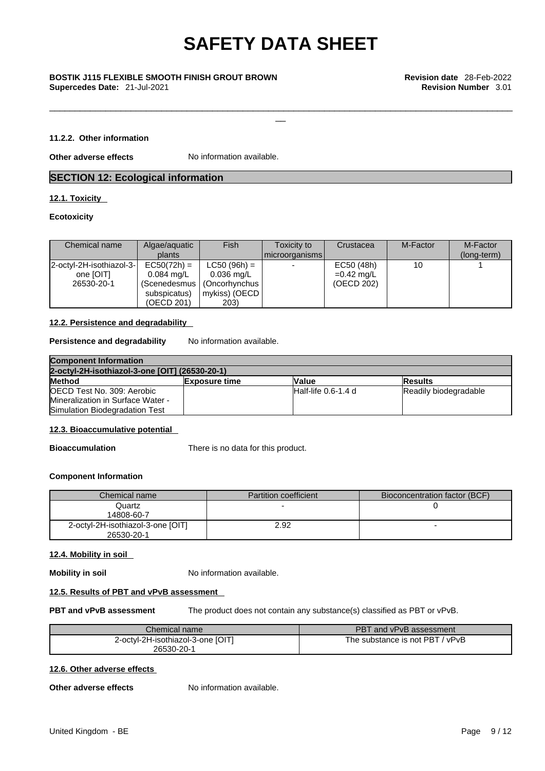#### 11.2.2. Other information

**Other adverse effects** No information available.

## SECTION 12: Ecological information

### 12.1. Toxicity

**Ecotoxicity**

| Chemical name | Algae/aquatic plants | Fish | Toxicity to microorganisms | Crustacea | M-Factor | M-Factor (long-term) |
|---|---|---|---|---|---|---|
| 2-octyl-2H-isothiazol-3-one [OIT] 26530-20-1 | EC50(72h) = 0.084 mg/L (Scenedesmus subspicatus) (OECD 201) | LC50 (96h) = 0.036 mg/L (Oncorhynchus mykiss) (OECD 203) | - | EC50 (48h) =0.42 mg/L (OECD 202) | 10 | 1 |

### 12.2. Persistence and degradability

**Persistence and degradability** No information available.

| **Component Information** | | | |
|---|---|---|---|
| **2-octyl-2H-isothiazol-3-one [OIT] (26530-20-1)** | | | |
| **Method** | **Exposure time** | **Value** | **Results** |
| OECD Test No. 309: Aerobic Mineralization in Surface Water - Simulation Biodegradation Test | | Half-life 0.6-1.4 d | Readily biodegradable |

### 12.3. Bioaccumulative potential

**Bioaccumulation** There is no data for this product.

**Component Information**

| Chemical name | Partition coefficient | Bioconcentration factor (BCF) |
|---|---|---|
| Quartz 14808-60-7 | - | 0 |
| 2-octyl-2H-isothiazol-3-one [OIT] 26530-20-1 | 2.92 | - |

### 12.4. Mobility in soil

**Mobility in soil** No information available.

### 12.5. Results of PBT and vPvB assessment

**PBT and vPvB assessment** The product does not contain any substance(s) classified as PBT or vPvB.

| Chemical name | PBT and vPvB assessment |
|---|---|
| 2-octyl-2H-isothiazol-3-one [OIT] 26530-20-1 | The substance is not PBT / vPvB |

### 12.6. Other adverse effects

**Other adverse effects** No information available.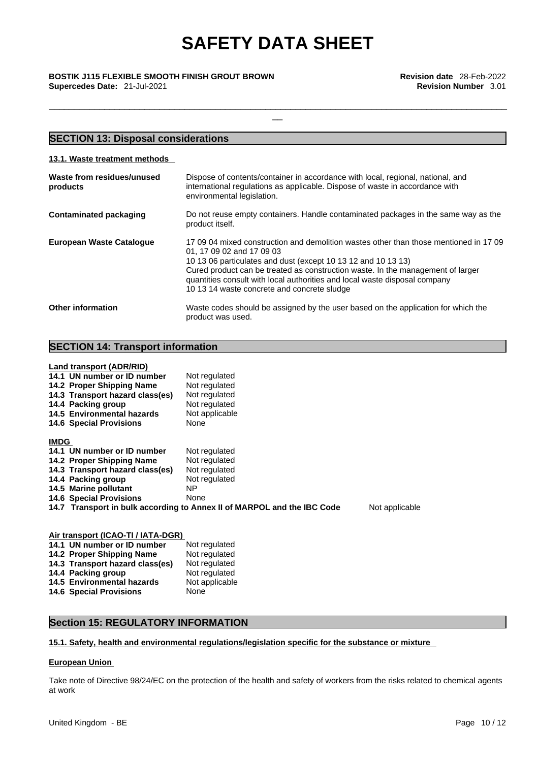## SECTION 13: Disposal considerations

### 13.1. Waste treatment methods

| | |
|---|---|
| **Waste from residues/unused products** | Dispose of contents/container in accordance with local, regional, national, and international regulations as applicable. Dispose of waste in accordance with environmental legislation. |
| **Contaminated packaging** | Do not reuse empty containers. Handle contaminated packages in the same way as the product itself. |
| **European Waste Catalogue** | 17 09 04 mixed construction and demolition wastes other than those mentioned in 17 09 01, 17 09 02 and 17 09 03<br>10 13 06 particulates and dust (except 10 13 12 and 10 13 13)<br>Cured product can be treated as construction waste. In the management of larger quantities consult with local authorities and local waste disposal company<br>10 13 14 waste concrete and concrete sludge |
| **Other information** | Waste codes should be assigned by the user based on the application for which the product was used. |

## SECTION 14: Transport information

**Land transport (ADR/RID)**

| | |
|---|---|
| **14.1 UN number or ID number** | Not regulated |
| **14.2 Proper Shipping Name** | Not regulated |
| **14.3 Transport hazard class(es)** | Not regulated |
| **14.4 Packing group** | Not regulated |
| **14.5 Environmental hazards** | Not applicable |
| **14.6 Special Provisions** | None |

**IMDG**

| | |
|---|---|
| **14.1 UN number or ID number** | Not regulated |
| **14.2 Proper Shipping Name** | Not regulated |
| **14.3 Transport hazard class(es)** | Not regulated |
| **14.4 Packing group** | Not regulated |
| **14.5 Marine pollutant** | NP |
| **14.6 Special Provisions** | None |
| **14.7 Transport in bulk according to Annex II of MARPOL and the IBC Code** | Not applicable |

**Air transport (ICAO-TI / IATA-DGR)**

| | |
|---|---|
| **14.1 UN number or ID number** | Not regulated |
| **14.2 Proper Shipping Name** | Not regulated |
| **14.3 Transport hazard class(es)** | Not regulated |
| **14.4 Packing group** | Not regulated |
| **14.5 Environmental hazards** | Not applicable |
| **14.6 Special Provisions** | None |

## Section 15: REGULATORY INFORMATION

### 15.1. Safety, health and environmental regulations/legislation specific for the substance or mixture

**European Union**

Take note of Directive 98/24/EC on the protection of the health and safety of workers from the risks related to chemical agents at work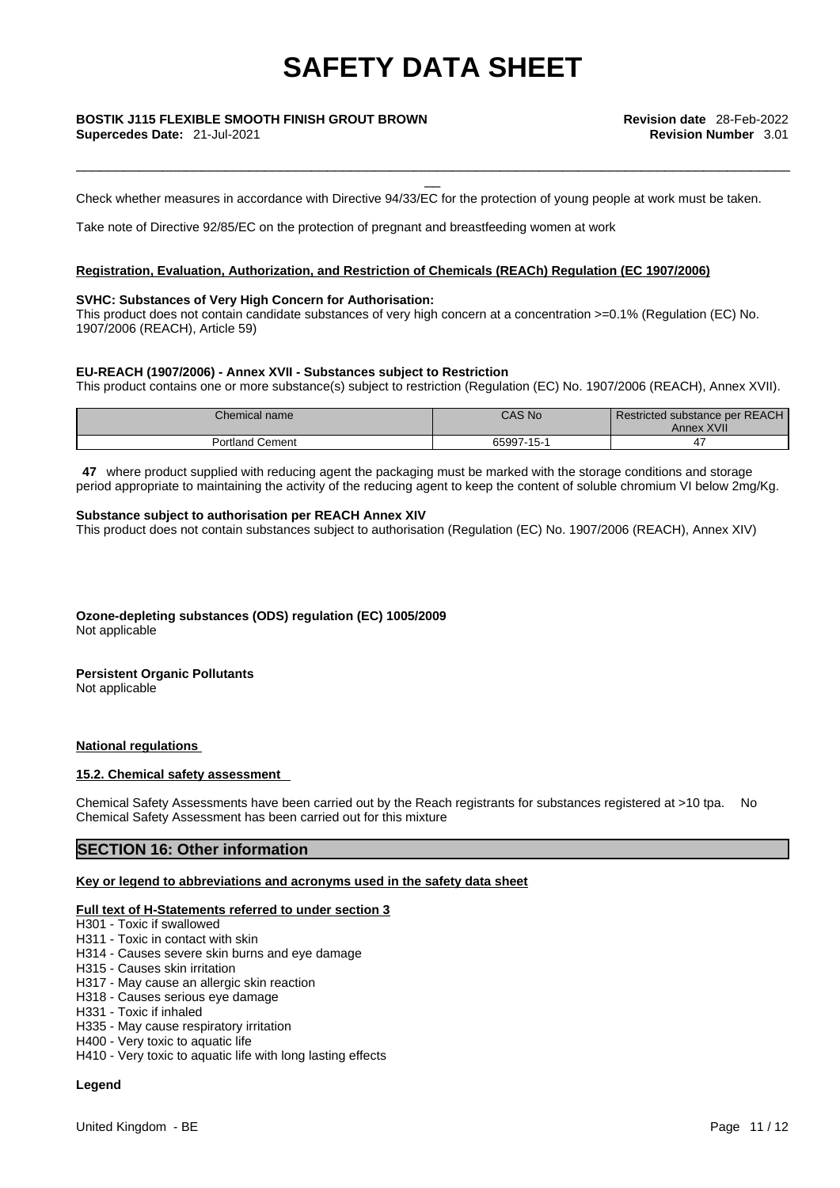Check whether measures in accordance with Directive 94/33/EC for the protection of young people at work must be taken.

Take note of Directive 92/85/EC on the protection of pregnant and breastfeeding women at work

**Registration, Evaluation, Authorization, and Restriction of Chemicals (REACh) Regulation (EC 1907/2006)**

**SVHC: Substances of Very High Concern for Authorisation:**
This product does not contain candidate substances of very high concern at a concentration >=0.1% (Regulation (EC) No. 1907/2006 (REACH), Article 59)

**EU-REACH (1907/2006) - Annex XVII - Substances subject to Restriction**
This product contains one or more substance(s) subject to restriction (Regulation (EC) No. 1907/2006 (REACH), Annex XVII).

| Chemical name | CAS No | Restricted substance per REACH Annex XVII |
|---|---|---|
| Portland Cement | 65997-15-1 | 47 |

**47** where product supplied with reducing agent the packaging must be marked with the storage conditions and storage period appropriate to maintaining the activity of the reducing agent to keep the content of soluble chromium VI below 2mg/Kg.

**Substance subject to authorisation per REACH Annex XIV**
This product does not contain substances subject to authorisation (Regulation (EC) No. 1907/2006 (REACH), Annex XIV)

**Ozone-depleting substances (ODS) regulation (EC) 1005/2009**
Not applicable

**Persistent Organic Pollutants**
Not applicable

**National regulations**

**15.2. Chemical safety assessment**

Chemical Safety Assessments have been carried out by the Reach registrants for substances registered at >10 tpa. No Chemical Safety Assessment has been carried out for this mixture

## SECTION 16: Other information

**Key or legend to abbreviations and acronyms used in the safety data sheet**

**Full text of H-Statements referred to under section 3**
H301 - Toxic if swallowed
H311 - Toxic in contact with skin
H314 - Causes severe skin burns and eye damage
H315 - Causes skin irritation
H317 - May cause an allergic skin reaction
H318 - Causes serious eye damage
H331 - Toxic if inhaled
H335 - May cause respiratory irritation
H400 - Very toxic to aquatic life
H410 - Very toxic to aquatic life with long lasting effects

**Legend**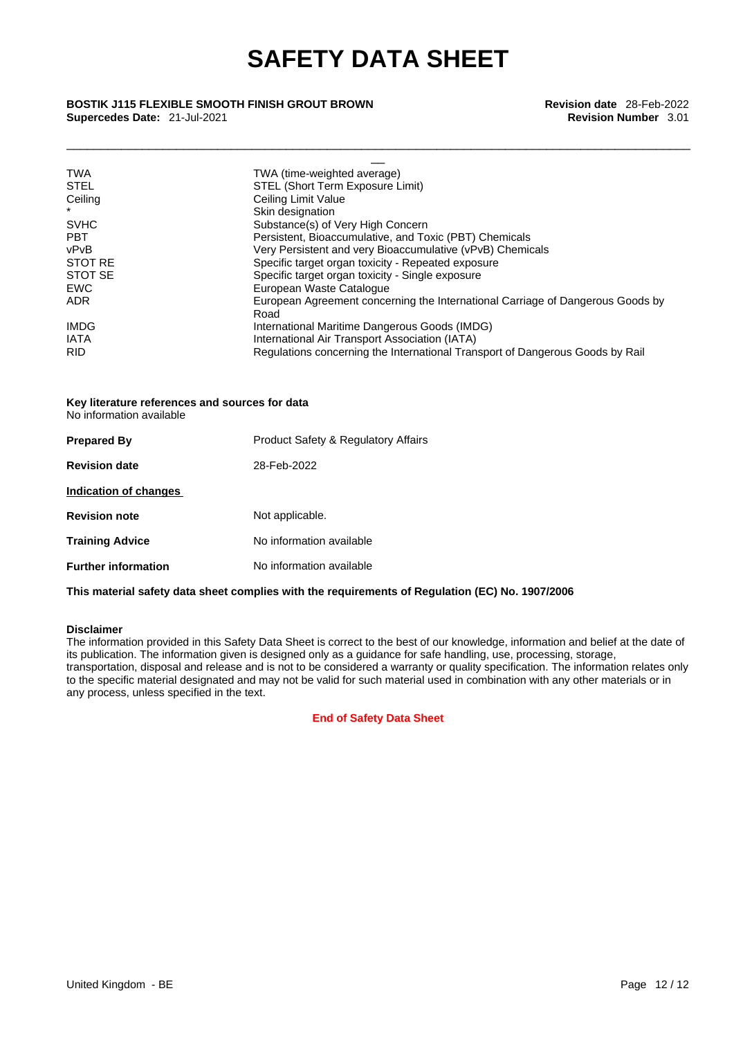| | |
|---|---|
| TWA | TWA (time-weighted average) |
| STEL | STEL (Short Term Exposure Limit) |
| Ceiling | Ceiling Limit Value |
| * | Skin designation |
| SVHC | Substance(s) of Very High Concern |
| PBT | Persistent, Bioaccumulative, and Toxic (PBT) Chemicals |
| vPvB | Very Persistent and very Bioaccumulative (vPvB) Chemicals |
| STOT RE | Specific target organ toxicity - Repeated exposure |
| STOT SE | Specific target organ toxicity - Single exposure |
| EWC | European Waste Catalogue |
| ADR | European Agreement concerning the International Carriage of Dangerous Goods by Road |
| IMDG | International Maritime Dangerous Goods (IMDG) |
| IATA | International Air Transport Association (IATA) |
| RID | Regulations concerning the International Transport of Dangerous Goods by Rail |

**Key literature references and sources for data**
No information available

**Prepared By** Product Safety & Regulatory Affairs

**Revision date** 28-Feb-2022

**Indication of changes**

**Revision note** Not applicable.

**Training Advice** No information available

**Further information** No information available

**This material safety data sheet complies with the requirements of Regulation (EC) No. 1907/2006**

**Disclaimer**
The information provided in this Safety Data Sheet is correct to the best of our knowledge, information and belief at the date of its publication. The information given is designed only as a guidance for safe handling, use, processing, storage, transportation, disposal and release and is not to be considered a warranty or quality specification. The information relates only to the specific material designated and may not be valid for such material used in combination with any other materials or in any process, unless specified in the text.

**End of Safety Data Sheet**